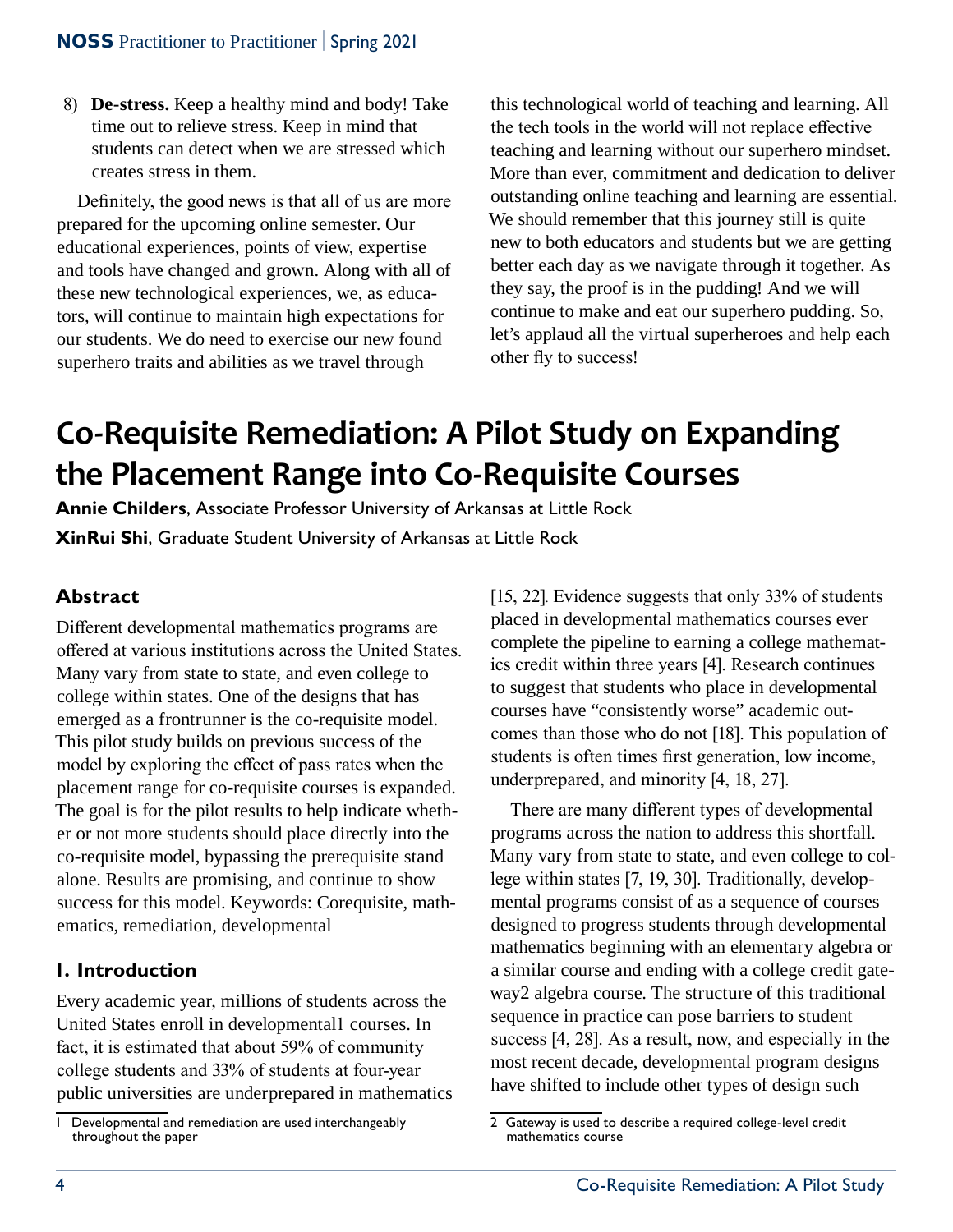8) **De-stress.** Keep a healthy mind and body! Take time out to relieve stress. Keep in mind that students can detect when we are stressed which creates stress in them.

Definitely, the good news is that all of us are more prepared for the upcoming online semester. Our educational experiences, points of view, expertise and tools have changed and grown. Along with all of these new technological experiences, we, as educators, will continue to maintain high expectations for our students. We do need to exercise our new found superhero traits and abilities as we travel through this technological world of teaching and learning. All the tech tools in the world will not replace effective teaching and learning without our superhero mindset. More than ever, commitment and dedication to deliver outstanding online teaching and learning are essential. We should remember that this journey still is quite new to both educators and students but we are getting better each day as we navigate through it together. As they say, the proof is in the pudding! And we will continue to make and eat our superhero pudding. So, let's applaud all the virtual superheroes and help each other fly to success!

# Co-Requisite Remediation: A Pilot Study on Expanding the Placement Range into Co-Requisite Courses

**Annie Childers**, Associate Professor University of Arkansas at Little Rock

**XinRui Shi**, Graduate Student University of Arkansas at Little Rock

## Abstract

Different developmental mathematics programs are offered at various institutions across the United States. Many vary from state to state, and even college to college within states. One of the designs that has emerged as a frontrunner is the co-requisite model. This pilot study builds on previous success of the model by exploring the effect of pass rates when the placement range for co-requisite courses is expanded. The goal is for the pilot results to help indicate whether or not more students should place directly into the co-requisite model, bypassing the prerequisite stand alone. Results are promising, and continue to show success for this model. Keywords: Corequisite, mathematics, remediation, developmental

## 1. Introduction

Every academic year, millions of students across the United States enroll in developmental[1] courses. In fact, it is estimated that about 59% of community college students and 33% of students at four-year public universities are underprepared in mathematics [15, 22]. Evidence suggests that only 33% of students placed in developmental mathematics courses ever complete the pipeline to earning a college mathematics credit within three years [4]. Research continues to suggest that students who place in developmental courses have "consistently worse" academic outcomes than those who do not [18]. This population of students is often times first generation, low income, underprepared, and minority [4, 18, 27].

There are many different types of developmental programs across the nation to address this shortfall. Many vary from state to state, and even college to college within states [7, 19, 30]. Traditionally, developmental programs consist of as a sequence of courses designed to progress students through developmental mathematics beginning with an elementary algebra or a similar course and ending with a college credit gateway[2] algebra course. The structure of this traditional sequence in practice can pose barriers to student success [4, 28]. As a result, now, and especially in the most recent decade, developmental program designs have shifted to include other types of design such

---

1 Developmental and remediation are used interchangeably throughout the paper

2 Gateway is used to describe a required college-level credit mathematics course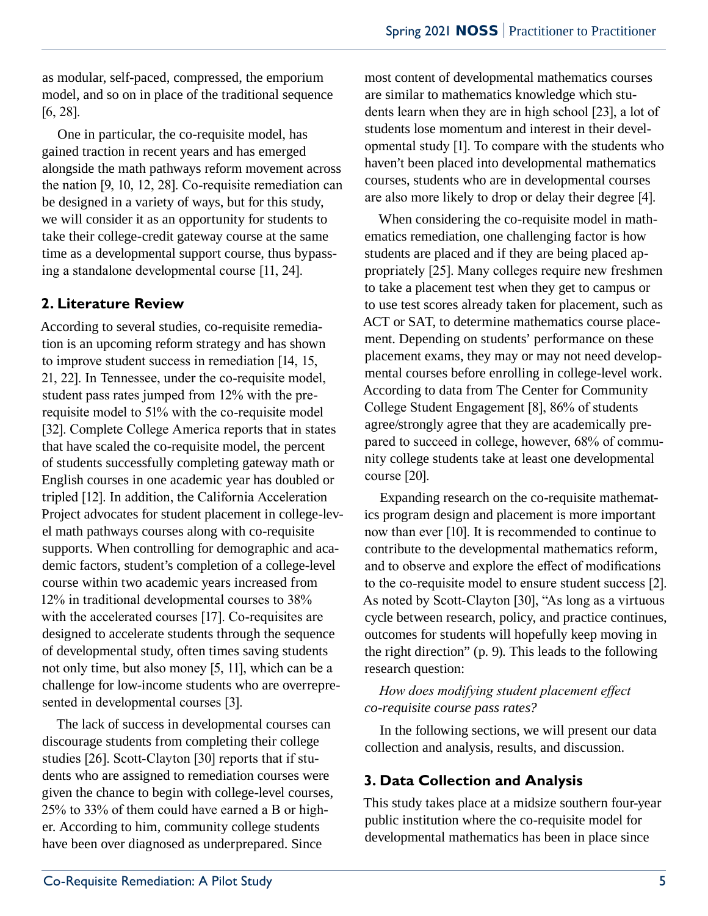as modular, self-paced, compressed, the emporium model, and so on in place of the traditional sequence [6, 28].

One in particular, the co-requisite model, has gained traction in recent years and has emerged alongside the math pathways reform movement across the nation [9, 10, 12, 28]. Co-requisite remediation can be designed in a variety of ways, but for this study, we will consider it as an opportunity for students to take their college-credit gateway course at the same time as a developmental support course, thus bypassing a standalone developmental course [11, 24].

## 2. Literature Review

According to several studies, co-requisite remediation is an upcoming reform strategy and has shown to improve student success in remediation [14, 15, 21, 22]. In Tennessee, under the co-requisite model, student pass rates jumped from 12% with the prerequisite model to 51% with the co-requisite model [32]. Complete College America reports that in states that have scaled the co-requisite model, the percent of students successfully completing gateway math or English courses in one academic year has doubled or tripled [12]. In addition, the California Acceleration Project advocates for student placement in college-level math pathways courses along with co-requisite supports. When controlling for demographic and academic factors, student's completion of a college-level course within two academic years increased from 12% in traditional developmental courses to 38% with the accelerated courses [17]. Co-requisites are designed to accelerate students through the sequence of developmental study, often times saving students not only time, but also money [5, 11], which can be a challenge for low-income students who are overrepresented in developmental courses [3].

The lack of success in developmental courses can discourage students from completing their college studies [26]. Scott-Clayton [30] reports that if students who are assigned to remediation courses were given the chance to begin with college-level courses, 25% to 33% of them could have earned a B or higher. According to him, community college students have been over diagnosed as underprepared. Since most content of developmental mathematics courses are similar to mathematics knowledge which students learn when they are in high school [23], a lot of students lose momentum and interest in their developmental study [1]. To compare with the students who haven't been placed into developmental mathematics courses, students who are in developmental courses are also more likely to drop or delay their degree [4].

When considering the co-requisite model in mathematics remediation, one challenging factor is how students are placed and if they are being placed appropriately [25]. Many colleges require new freshmen to take a placement test when they get to campus or to use test scores already taken for placement, such as ACT or SAT, to determine mathematics course placement. Depending on students' performance on these placement exams, they may or may not need developmental courses before enrolling in college-level work. According to data from The Center for Community College Student Engagement [8], 86% of students agree/strongly agree that they are academically prepared to succeed in college, however, 68% of community college students take at least one developmental course [20].

Expanding research on the co-requisite mathematics program design and placement is more important now than ever [10]. It is recommended to continue to contribute to the developmental mathematics reform, and to observe and explore the effect of modifications to the co-requisite model to ensure student success [2]. As noted by Scott-Clayton [30], "As long as a virtuous cycle between research, policy, and practice continues, outcomes for students will hopefully keep moving in the right direction" (p. 9). This leads to the following research question:

*How does modifying student placement effect co-requisite course pass rates?*

In the following sections, we will present our data collection and analysis, results, and discussion.

## 3. Data Collection and Analysis

This study takes place at a midsize southern four-year public institution where the co-requisite model for developmental mathematics has been in place since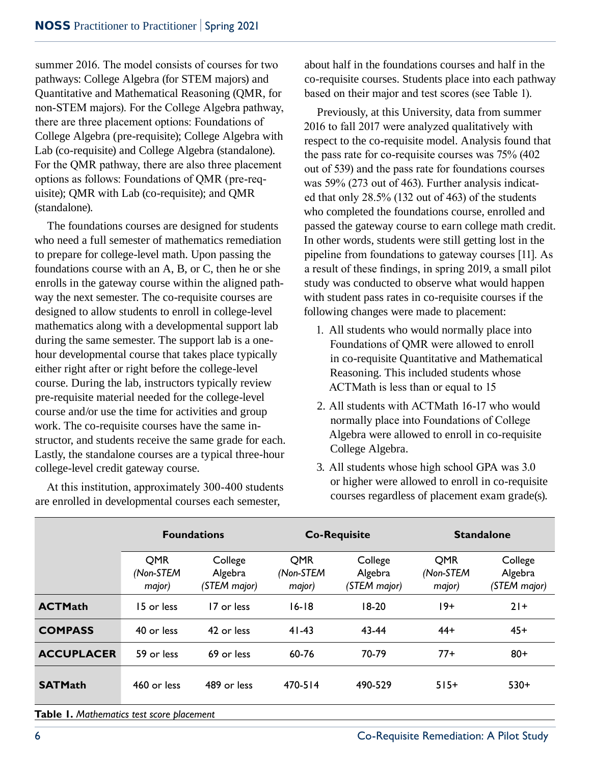summer 2016. The model consists of courses for two pathways: College Algebra (for STEM majors) and Quantitative and Mathematical Reasoning (QMR, for non-STEM majors). For the College Algebra pathway, there are three placement options: Foundations of College Algebra (pre-requisite); College Algebra with Lab (co-requisite) and College Algebra (standalone). For the QMR pathway, there are also three placement options as follows: Foundations of QMR (pre-requisite); QMR with Lab (co-requisite); and QMR (standalone).

The foundations courses are designed for students who need a full semester of mathematics remediation to prepare for college-level math. Upon passing the foundations course with an A, B, or C, then he or she enrolls in the gateway course within the aligned pathway the next semester. The co-requisite courses are designed to allow students to enroll in college-level mathematics along with a developmental support lab during the same semester. The support lab is a one-hour developmental course that takes place typically either right after or right before the college-level course. During the lab, instructors typically review pre-requisite material needed for the college-level course and/or use the time for activities and group work. The co-requisite courses have the same instructor, and students receive the same grade for each. Lastly, the standalone courses are a typical three-hour college-level credit gateway course.

At this institution, approximately 300-400 students are enrolled in developmental courses each semester, about half in the foundations courses and half in the co-requisite courses. Students place into each pathway based on their major and test scores (see Table 1).

Previously, at this University, data from summer 2016 to fall 2017 were analyzed qualitatively with respect to the co-requisite model. Analysis found that the pass rate for co-requisite courses was 75% (402 out of 539) and the pass rate for foundations courses was 59% (273 out of 463). Further analysis indicated that only 28.5% (132 out of 463) of the students who completed the foundations course, enrolled and passed the gateway course to earn college math credit. In other words, students were still getting lost in the pipeline from foundations to gateway courses [11]. As a result of these findings, in spring 2019, a small pilot study was conducted to observe what would happen with student pass rates in co-requisite courses if the following changes were made to placement:

1. All students who would normally place into Foundations of QMR were allowed to enroll in co-requisite Quantitative and Mathematical Reasoning. This included students whose ACTMath is less than or equal to 15
2. All students with ACTMath 16-17 who would normally place into Foundations of College Algebra were allowed to enroll in co-requisite College Algebra.
3. All students whose high school GPA was 3.0 or higher were allowed to enroll in co-requisite courses regardless of placement exam grade(s).

| | **Foundations** | | **Co-Requisite** | | **Standalone** | |
|---|---|---|---|---|---|---|
| | QMR *(Non-STEM major)* | College Algebra *(STEM major)* | QMR *(Non-STEM major)* | College Algebra *(STEM major)* | QMR *(Non-STEM major)* | College Algebra *(STEM major)* |
| **ACTMath** | 15 or less | 17 or less | 16-18 | 18-20 | 19+ | 21+ |
| **COMPASS** | 40 or less | 42 or less | 41-43 | 43-44 | 44+ | 45+ |
| **ACCUPLACER** | 59 or less | 69 or less | 60-76 | 70-79 | 77+ | 80+ |
| **SATMath** | 460 or less | 489 or less | 470-514 | 490-529 | 515+ | 530+ |

**Table 1.** *Mathematics test score placement*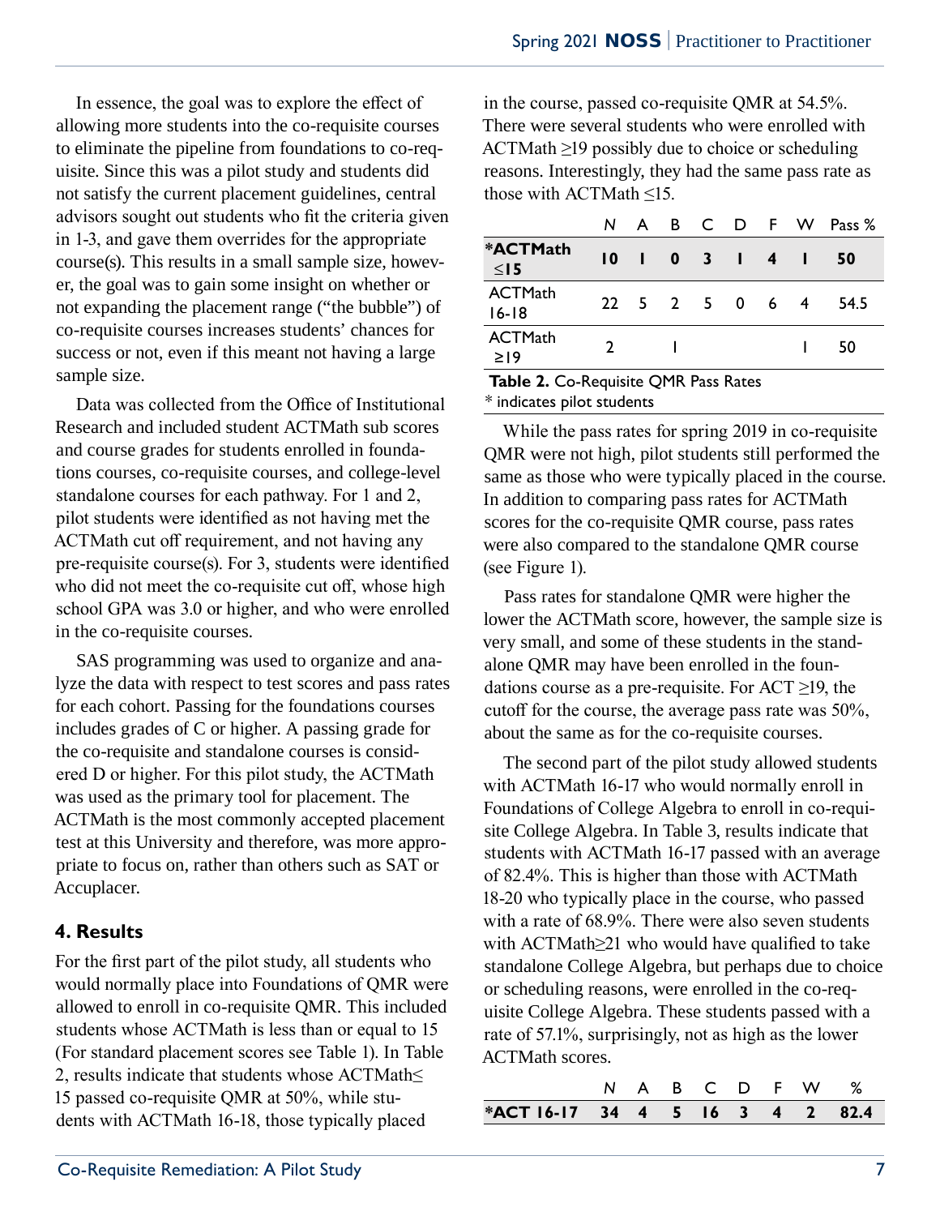In essence, the goal was to explore the effect of allowing more students into the co-requisite courses to eliminate the pipeline from foundations to co-requisite. Since this was a pilot study and students did not satisfy the current placement guidelines, central advisors sought out students who fit the criteria given in 1-3, and gave them overrides for the appropriate course(s). This results in a small sample size, however, the goal was to gain some insight on whether or not expanding the placement range ("the bubble") of co-requisite courses increases students' chances for success or not, even if this meant not having a large sample size.

Data was collected from the Office of Institutional Research and included student ACTMath sub scores and course grades for students enrolled in foundations courses, co-requisite courses, and college-level standalone courses for each pathway. For 1 and 2, pilot students were identified as not having met the ACTMath cut off requirement, and not having any pre-requisite course(s). For 3, students were identified who did not meet the co-requisite cut off, whose high school GPA was 3.0 or higher, and who were enrolled in the co-requisite courses.

SAS programming was used to organize and analyze the data with respect to test scores and pass rates for each cohort. Passing for the foundations courses includes grades of C or higher. A passing grade for the co-requisite and standalone courses is considered D or higher. For this pilot study, the ACTMath was used as the primary tool for placement. The ACTMath is the most commonly accepted placement test at this University and therefore, was more appropriate to focus on, rather than others such as SAT or Accuplacer.

## 4. Results

For the first part of the pilot study, all students who would normally place into Foundations of QMR were allowed to enroll in co-requisite QMR. This included students whose ACTMath is less than or equal to 15 (For standard placement scores see Table 1). In Table 2, results indicate that students whose ACTMath≤ 15 passed co-requisite QMR at 50%, while students with ACTMath 16-18, those typically placed in the course, passed co-requisite QMR at 54.5%. There were several students who were enrolled with ACTMath ≥19 possibly due to choice or scheduling reasons. Interestingly, they had the same pass rate as those with ACTMath ≤15.

| | N | A | B | C | D | F | W | Pass % |
|---|---|---|---|---|---|---|---|---|
| **\*ACTMath ≤15** | **10** | **1** | **0** | **3** | **1** | **4** | **1** | **50** |
| ACTMath 16-18 | 22 | 5 | 2 | 5 | 0 | 6 | 4 | 54.5 |
| ACTMath ≥19 | 2 | | 1 | | | | 1 | 50 |

**Table 2.** Co-Requisite QMR Pass Rates
\* indicates pilot students

While the pass rates for spring 2019 in co-requisite QMR were not high, pilot students still performed the same as those who were typically placed in the course. In addition to comparing pass rates for ACTMath scores for the co-requisite QMR course, pass rates were also compared to the standalone QMR course (see Figure 1).

Pass rates for standalone QMR were higher the lower the ACTMath score, however, the sample size is very small, and some of these students in the standalone QMR may have been enrolled in the foundations course as a pre-requisite. For ACT ≥19, the cutoff for the course, the average pass rate was 50%, about the same as for the co-requisite courses.

The second part of the pilot study allowed students with ACTMath 16-17 who would normally enroll in Foundations of College Algebra to enroll in co-requisite College Algebra. In Table 3, results indicate that students with ACTMath 16-17 passed with an average of 82.4%. This is higher than those with ACTMath 18-20 who typically place in the course, who passed with a rate of 68.9%. There were also seven students with ACTMath≥21 who would have qualified to take standalone College Algebra, but perhaps due to choice or scheduling reasons, were enrolled in the co-requisite College Algebra. These students passed with a rate of 57.1%, surprisingly, not as high as the lower ACTMath scores.

| | N | A | B | C | D | F | W | % |
|---|---|---|---|---|---|---|---|---|
| **\*ACT 16-17** | **34** | **4** | **5** | **16** | **3** | **4** | **2** | **82.4** |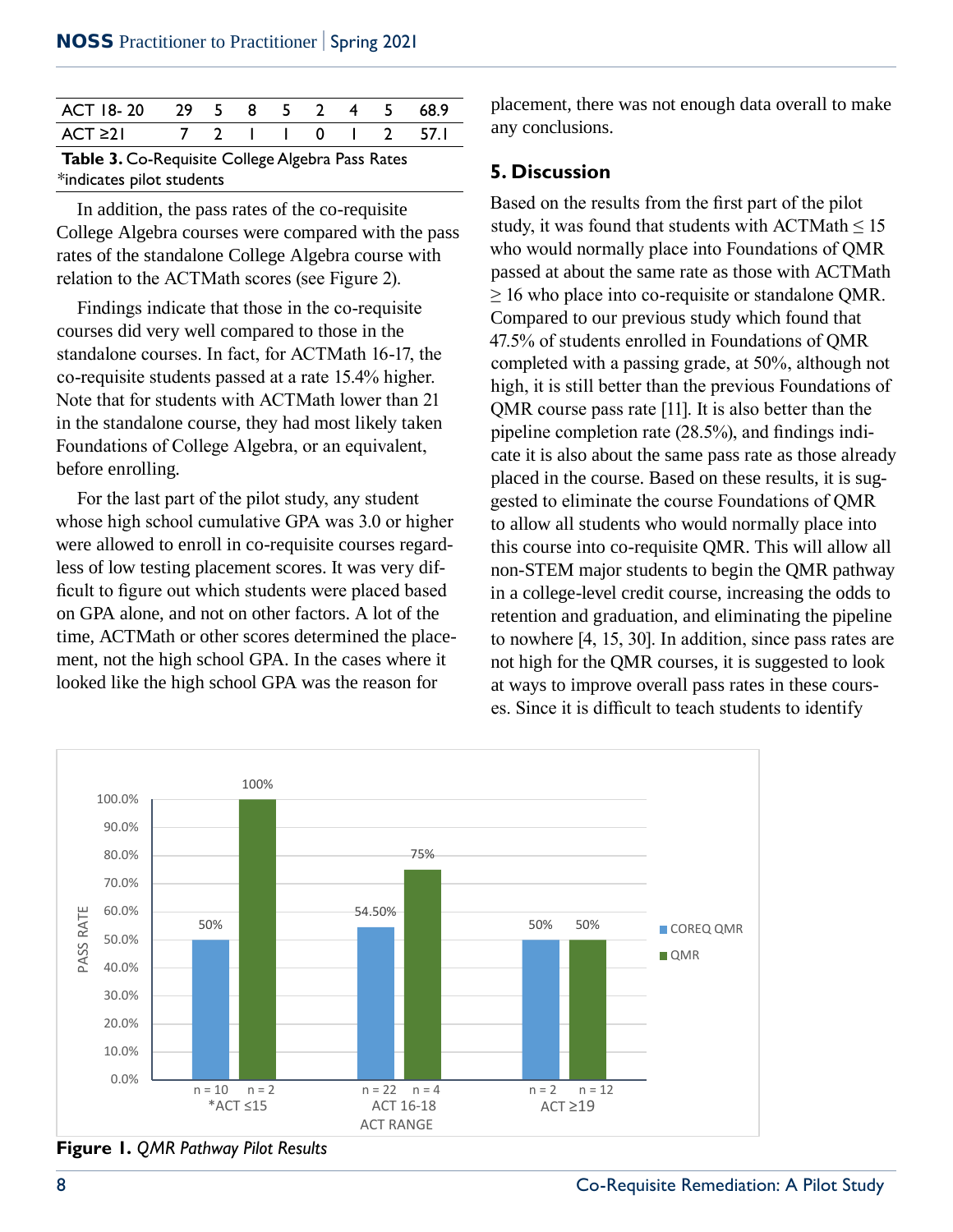| ACT 18- 20 | 29 | 5 | 8 | 5 | 2 | 4 | 5 | 68.9 |
|---|---|---|---|---|---|---|---|---|
| ACT ≥21 | 7 | 2 | 1 | 1 | 0 | 1 | 2 | 57.1 |

**Table 3.** Co-Requisite College Algebra Pass Rates
*indicates pilot students

In addition, the pass rates of the co-requisite College Algebra courses were compared with the pass rates of the standalone College Algebra course with relation to the ACTMath scores (see Figure 2).

Findings indicate that those in the co-requisite courses did very well compared to those in the standalone courses. In fact, for ACTMath 16-17, the co-requisite students passed at a rate 15.4% higher. Note that for students with ACTMath lower than 21 in the standalone course, they had most likely taken Foundations of College Algebra, or an equivalent, before enrolling.

For the last part of the pilot study, any student whose high school cumulative GPA was 3.0 or higher were allowed to enroll in co-requisite courses regardless of low testing placement scores. It was very difficult to figure out which students were placed based on GPA alone, and not on other factors. A lot of the time, ACTMath or other scores determined the placement, not the high school GPA. In the cases where it looked like the high school GPA was the reason for placement, there was not enough data overall to make any conclusions.

## 5. Discussion

Based on the results from the first part of the pilot study, it was found that students with ACTMath ≤ 15 who would normally place into Foundations of QMR passed at about the same rate as those with ACTMath ≥ 16 who place into co-requisite or standalone QMR. Compared to our previous study which found that 47.5% of students enrolled in Foundations of QMR completed with a passing grade, at 50%, although not high, it is still better than the previous Foundations of QMR course pass rate [11]. It is also better than the pipeline completion rate (28.5%), and findings indicate it is also about the same pass rate as those already placed in the course. Based on these results, it is suggested to eliminate the course Foundations of QMR to allow all students who would normally place into this course into co-requisite QMR. This will allow all non-STEM major students to begin the QMR pathway in a college-level credit course, increasing the odds to retention and graduation, and eliminating the pipeline to nowhere [4, 15, 30]. In addition, since pass rates are not high for the QMR courses, it is suggested to look at ways to improve overall pass rates in these courses. Since it is difficult to teach students to identify

| ACT RANGE | COREQ QMR | QMR |
|---|---|---|
| *ACT ≤15 | 50% (n = 10) | 100% (n = 2) |
| ACT 16-18 | 54.50% (n = 22) | 75% (n = 4) |
| ACT ≥19 | 50% (n = 2) | 50% (n = 12) |

**Figure 1.** *QMR Pathway Pilot Results*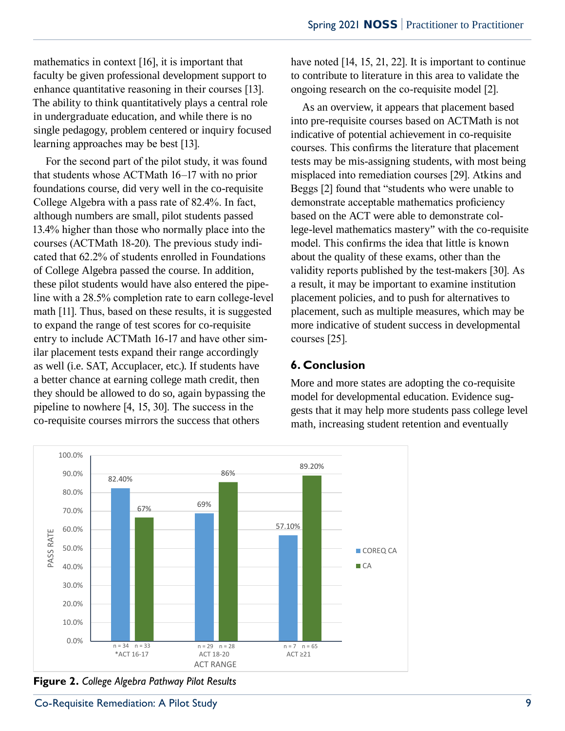mathematics in context [16], it is important that faculty be given professional development support to enhance quantitative reasoning in their courses [13]. The ability to think quantitatively plays a central role in undergraduate education, and while there is no single pedagogy, problem centered or inquiry focused learning approaches may be best [13].

For the second part of the pilot study, it was found that students whose ACTMath 16–17 with no prior foundations course, did very well in the co-requisite College Algebra with a pass rate of 82.4%. In fact, although numbers are small, pilot students passed 13.4% higher than those who normally place into the courses (ACTMath 18-20). The previous study indicated that 62.2% of students enrolled in Foundations of College Algebra passed the course. In addition, these pilot students would have also entered the pipeline with a 28.5% completion rate to earn college-level math [11]. Thus, based on these results, it is suggested to expand the range of test scores for co-requisite entry to include ACTMath 16-17 and have other similar placement tests expand their range accordingly as well (i.e. SAT, Accuplacer, etc.). If students have a better chance at earning college math credit, then they should be allowed to do so, again bypassing the pipeline to nowhere [4, 15, 30]. The success in the co-requisite courses mirrors the success that others have noted [14, 15, 21, 22]. It is important to continue to contribute to literature in this area to validate the ongoing research on the co-requisite model [2].

As an overview, it appears that placement based into pre-requisite courses based on ACTMath is not indicative of potential achievement in co-requisite courses. This confirms the literature that placement tests may be mis-assigning students, with most being misplaced into remediation courses [29]. Atkins and Beggs [2] found that "students who were unable to demonstrate acceptable mathematics proficiency based on the ACT were able to demonstrate college-level mathematics mastery" with the co-requisite model. This confirms the idea that little is known about the quality of these exams, other than the validity reports published by the test-makers [30]. As a result, it may be important to examine institution placement policies, and to push for alternatives to placement, such as multiple measures, which may be more indicative of student success in developmental courses [25].

## 6. Conclusion

More and more states are adopting the co-requisite model for developmental education. Evidence suggests that it may help more students pass college level math, increasing student retention and eventually

| ACT RANGE | COREQ CA | CA |
|---|---|---|
| *ACT 16-17 | 82.40% (n = 34) | 67% (n = 33) |
| ACT 18-20 | 69% (n = 29) | 86% (n = 28) |
| ACT ≥21 | 57.10% (n = 7) | 89.20% (n = 65) |

**Figure 2.** *College Algebra Pathway Pilot Results*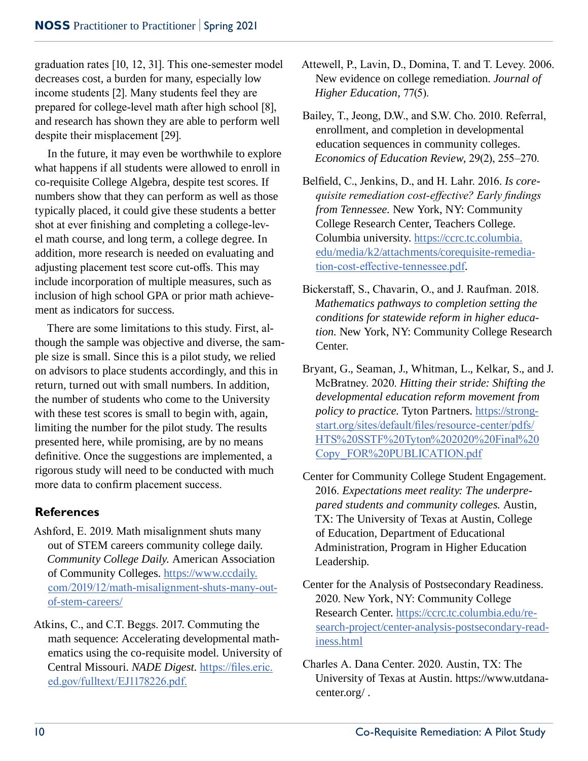graduation rates [10, 12, 31]. This one-semester model decreases cost, a burden for many, especially low income students [2]. Many students feel they are prepared for college-level math after high school [8], and research has shown they are able to perform well despite their misplacement [29].

In the future, it may even be worthwhile to explore what happens if all students were allowed to enroll in co-requisite College Algebra, despite test scores. If numbers show that they can perform as well as those typically placed, it could give these students a better shot at ever finishing and completing a college-level math course, and long term, a college degree. In addition, more research is needed on evaluating and adjusting placement test score cut-offs. This may include incorporation of multiple measures, such as inclusion of high school GPA or prior math achievement as indicators for success.

There are some limitations to this study. First, although the sample was objective and diverse, the sample size is small. Since this is a pilot study, we relied on advisors to place students accordingly, and this in return, turned out with small numbers. In addition, the number of students who come to the University with these test scores is small to begin with, again, limiting the number for the pilot study. The results presented here, while promising, are by no means definitive. Once the suggestions are implemented, a rigorous study will need to be conducted with much more data to confirm placement success.

## References

Ashford, E. 2019. Math misalignment shuts many out of STEM careers community college daily. *Community College Daily.* American Association of Community Colleges. https://www.ccdaily.com/2019/12/math-misalignment-shuts-many-out-of-stem-careers/

Atkins, C., and C.T. Beggs. 2017. Commuting the math sequence: Accelerating developmental mathematics using the co-requisite model. University of Central Missouri. *NADE Digest.* https://files.eric.ed.gov/fulltext/EJ1178226.pdf.

Attewell, P., Lavin, D., Domina, T. and T. Levey. 2006. New evidence on college remediation. *Journal of Higher Education,* 77(5).

Bailey, T., Jeong, D.W., and S.W. Cho. 2010. Referral, enrollment, and completion in developmental education sequences in community colleges. *Economics of Education Review,* 29(2), 255–270.

Belfield, C., Jenkins, D., and H. Lahr. 2016. *Is corequisite remediation cost-effective? Early findings from Tennessee.* New York, NY: Community College Research Center, Teachers College. Columbia university. https://ccrc.tc.columbia.edu/media/k2/attachments/corequisite-remediation-cost-effective-tennessee.pdf.

Bickerstaff, S., Chavarin, O., and J. Raufman. 2018. *Mathematics pathways to completion setting the conditions for statewide reform in higher education.* New York, NY: Community College Research Center.

Bryant, G., Seaman, J., Whitman, L., Kelkar, S., and J. McBratney. 2020. *Hitting their stride: Shifting the developmental education reform movement from policy to practice.* Tyton Partners. https://strong-start.org/sites/default/files/resource-center/pdfs/HTS%20SSTF%20Tyton%202020%20Final%20Copy_FOR%20PUBLICATION.pdf

Center for Community College Student Engagement. 2016. *Expectations meet reality: The underprepared students and community colleges.* Austin, TX: The University of Texas at Austin, College of Education, Department of Educational Administration, Program in Higher Education Leadership.

Center for the Analysis of Postsecondary Readiness. 2020. New York, NY: Community College Research Center. https://ccrc.tc.columbia.edu/research-project/center-analysis-postsecondary-readiness.html

Charles A. Dana Center. 2020. Austin, TX: The University of Texas at Austin. https://www.utdanacenter.org/ .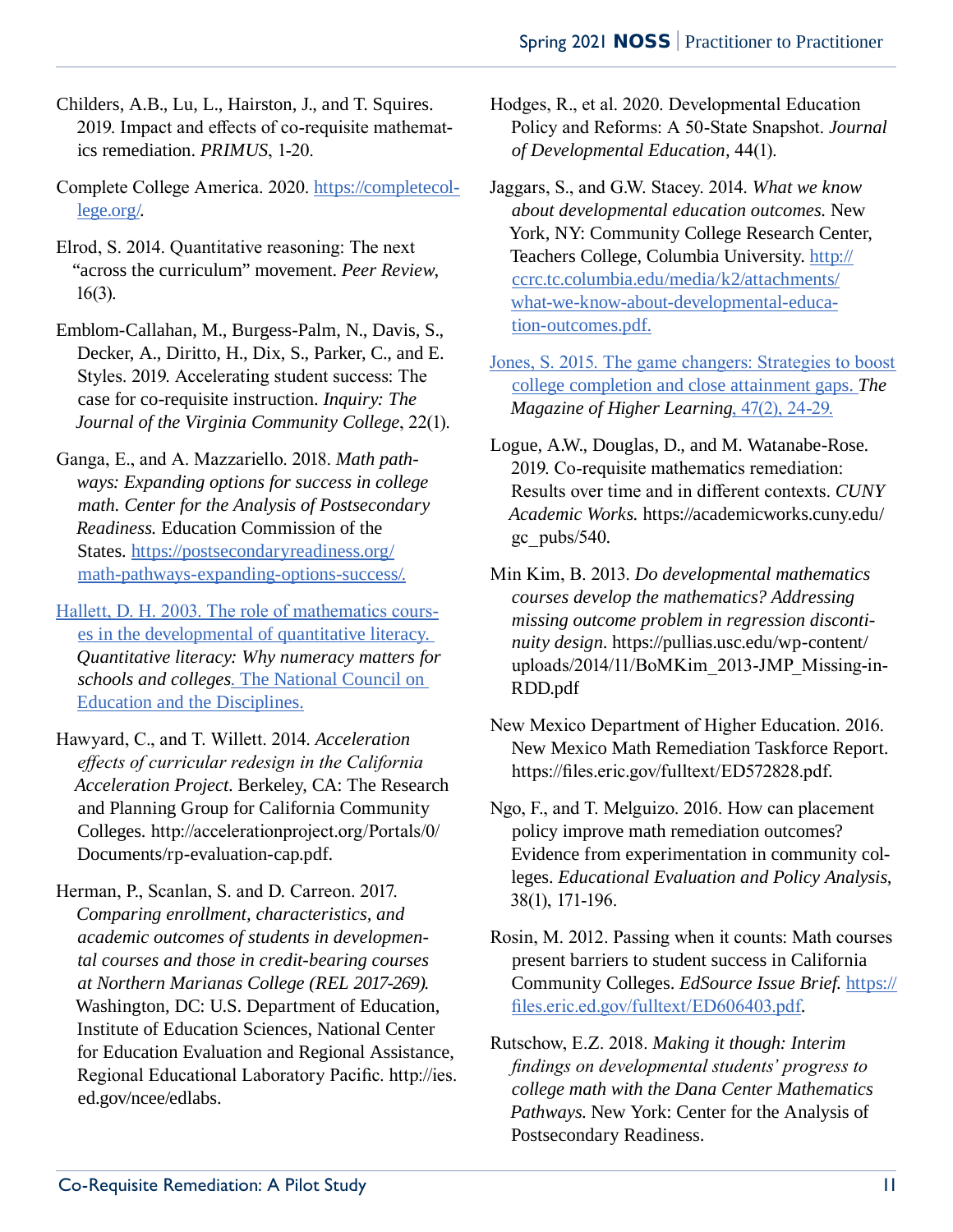Childers, A.B., Lu, L., Hairston, J., and T. Squires. 2019. Impact and effects of co-requisite mathematics remediation. *PRIMUS*, 1-20.

Complete College America. 2020. https://completecollege.org/.

Elrod, S. 2014. Quantitative reasoning: The next "across the curriculum" movement. *Peer Review*, 16(3).

Emblom-Callahan, M., Burgess-Palm, N., Davis, S., Decker, A., Diritto, H., Dix, S., Parker, C., and E. Styles. 2019. Accelerating student success: The case for co-requisite instruction. *Inquiry: The Journal of the Virginia Community College*, 22(1).

Ganga, E., and A. Mazzariello. 2018. *Math pathways: Expanding options for success in college math. Center for the Analysis of Postsecondary Readiness.* Education Commission of the States. https://postsecondaryreadiness.org/math-pathways-expanding-options-success/.

Hallett, D. H. 2003. The role of mathematics courses in the developmental of quantitative literacy. *Quantitative literacy: Why numeracy matters for schools and colleges*. The National Council on Education and the Disciplines.

Hawyard, C., and T. Willett. 2014. *Acceleration effects of curricular redesign in the California Acceleration Project*. Berkeley, CA: The Research and Planning Group for California Community Colleges. http://accelerationproject.org/Portals/0/Documents/rp-evaluation-cap.pdf.

Herman, P., Scanlan, S. and D. Carreon. 2017. *Comparing enrollment, characteristics, and academic outcomes of students in developmental courses and those in credit-bearing courses at Northern Marianas College (REL 2017-269).* Washington, DC: U.S. Department of Education, Institute of Education Sciences, National Center for Education Evaluation and Regional Assistance, Regional Educational Laboratory Pacific. http://ies.ed.gov/ncee/edlabs.

Hodges, R., et al. 2020. Developmental Education Policy and Reforms: A 50-State Snapshot. *Journal of Developmental Education*, 44(1).

Jaggars, S., and G.W. Stacey. 2014. *What we know about developmental education outcomes*. New York, NY: Community College Research Center, Teachers College, Columbia University. http://ccrc.tc.columbia.edu/media/k2/attachments/what-we-know-about-developmental-education-outcomes.pdf.

Jones, S. 2015. The game changers: Strategies to boost college completion and close attainment gaps. *The Magazine of Higher Learning*, 47(2), 24-29.

Logue, A.W., Douglas, D., and M. Watanabe-Rose. 2019. Co-requisite mathematics remediation: Results over time and in different contexts. *CUNY Academic Works.* https://academicworks.cuny.edu/gc_pubs/540.

Min Kim, B. 2013. *Do developmental mathematics courses develop the mathematics? Addressing missing outcome problem in regression discontinuity design*. https://pullias.usc.edu/wp-content/uploads/2014/11/BoMKim_2013-JMP_Missing-in-RDD.pdf

New Mexico Department of Higher Education. 2016. New Mexico Math Remediation Taskforce Report. https://files.eric.gov/fulltext/ED572828.pdf.

Ngo, F., and T. Melguizo. 2016. How can placement policy improve math remediation outcomes? Evidence from experimentation in community colleges. *Educational Evaluation and Policy Analysis*, 38(1), 171-196.

Rosin, M. 2012. Passing when it counts: Math courses present barriers to student success in California Community Colleges. *EdSource Issue Brief*. https://files.eric.ed.gov/fulltext/ED606403.pdf.

Rutschow, E.Z. 2018. *Making it though: Interim findings on developmental students' progress to college math with the Dana Center Mathematics Pathways.* New York: Center for the Analysis of Postsecondary Readiness.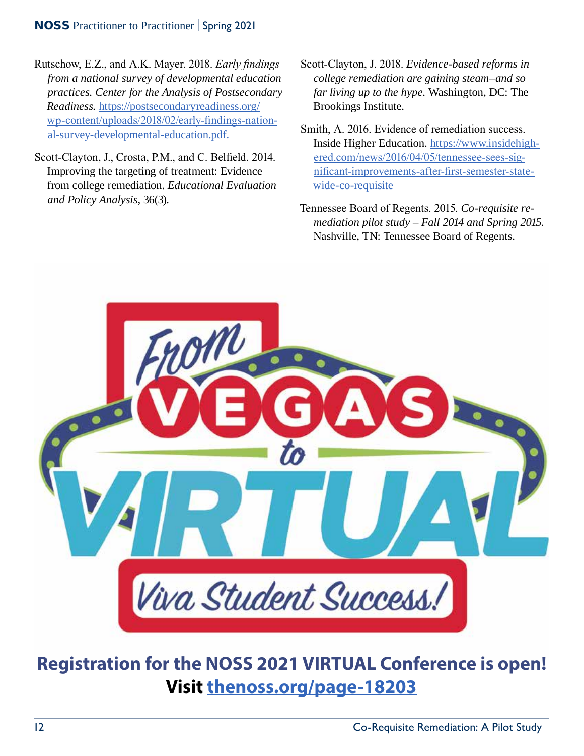Rutschow, E.Z., and A.K. Mayer. 2018. *Early findings from a national survey of developmental education practices. Center for the Analysis of Postsecondary Readiness.* https://postsecondaryreadiness.org/wp-content/uploads/2018/02/early-findings-national-survey-developmental-education.pdf.

Scott-Clayton, J., Crosta, P.M., and C. Belfield. 2014. Improving the targeting of treatment: Evidence from college remediation. *Educational Evaluation and Policy Analysis*, 36(3).

Scott-Clayton, J. 2018. *Evidence-based reforms in college remediation are gaining steam–and so far living up to the hype.* Washington, DC: The Brookings Institute.

Smith, A. 2016. Evidence of remediation success. Inside Higher Education. https://www.insidehighered.com/news/2016/04/05/tennessee-sees-significant-improvements-after-first-semester-statewide-co-requisite

Tennessee Board of Regents. 2015. *Co-requisite remediation pilot study – Fall 2014 and Spring 2015.* Nashville, TN: Tennessee Board of Regents.

From VEGAS to VIRTUAL

Viva Student Success!

**Registration for the NOSS 2021 VIRTUAL Conference is open!**
**Visit thenoss.org/page-18203**